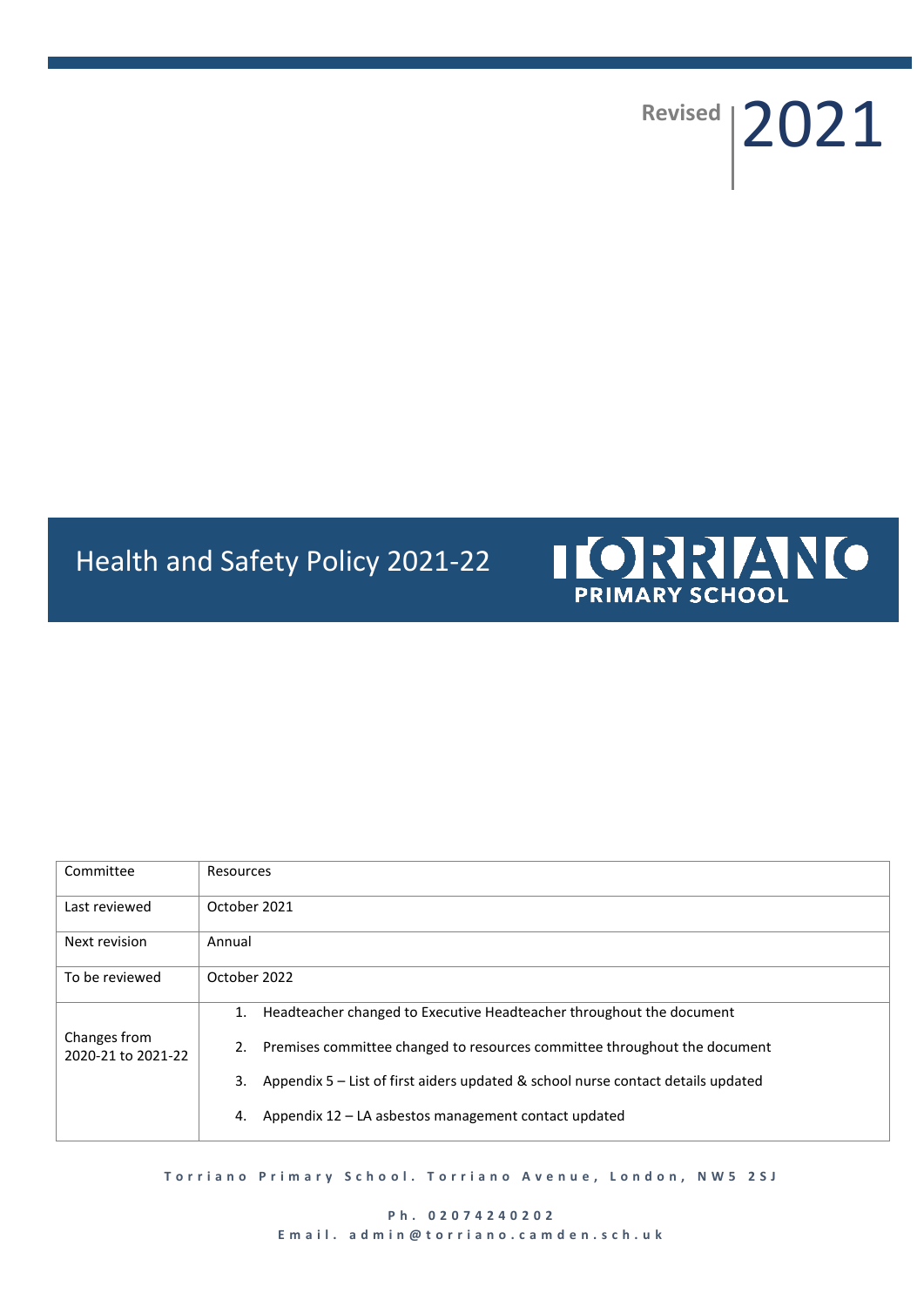Revised 2021

# Health and Safety Policy 2021-22

TORRIANO PRIMARY SCHOOL

| Committee | Resources |
|---|---|
| Last reviewed | October 2021 |
| Next revision | Annual |
| To be reviewed | October 2022 |
| Changes from 2020-21 to 2021-22 | 1. Headteacher changed to Executive Headteacher throughout the document<br>2. Premises committee changed to resources committee throughout the document<br>3. Appendix 5 – List of first aiders updated & school nurse contact details updated<br>4. Appendix 12 – LA asbestos management contact updated |

Torriano Primary School. Torriano Avenue, London, NW5 2SJ

Ph. 02074240202
Email. admin@torriano.camden.sch.uk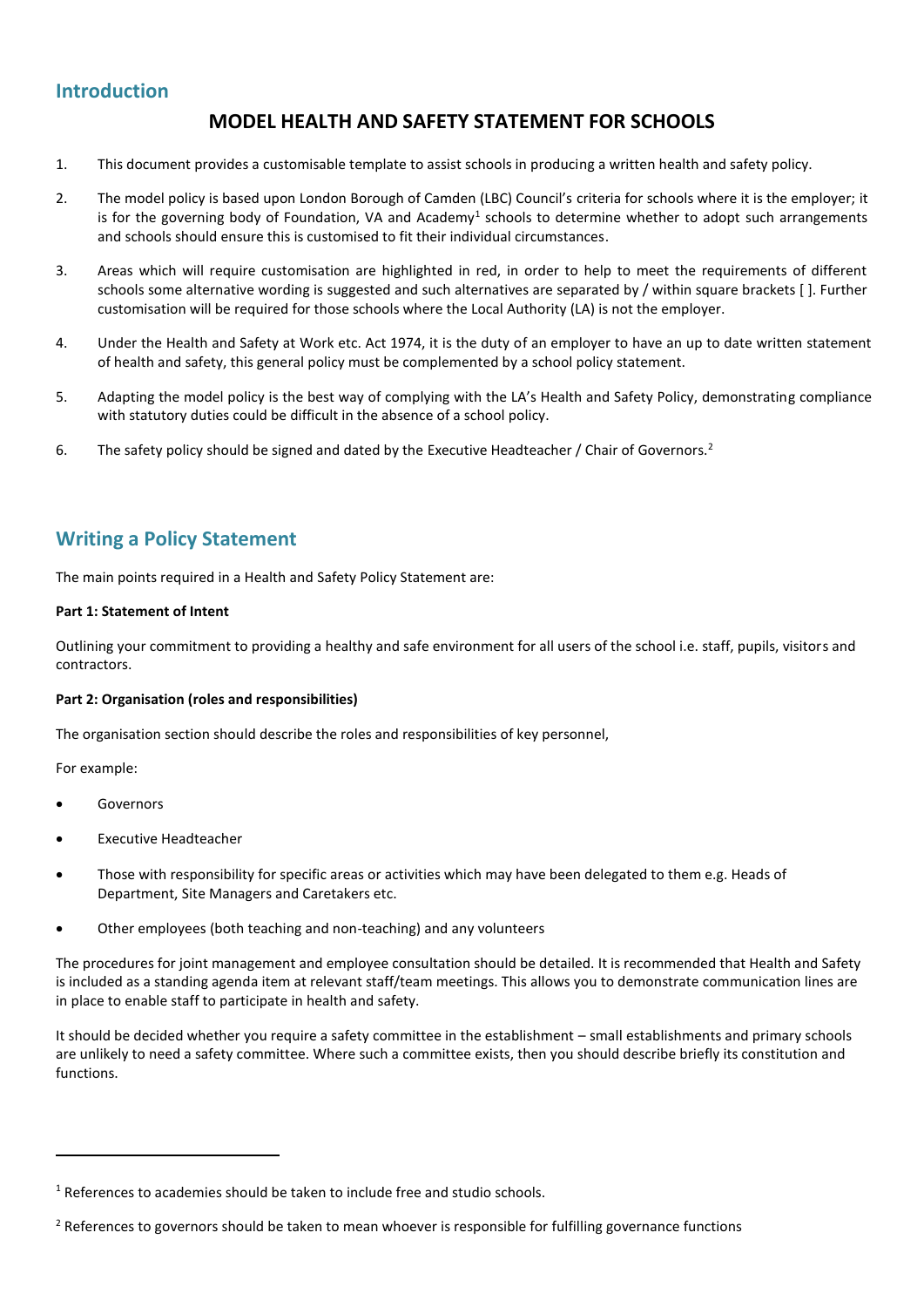## Introduction

# MODEL HEALTH AND SAFETY STATEMENT FOR SCHOOLS

1. This document provides a customisable template to assist schools in producing a written health and safety policy.

2. The model policy is based upon London Borough of Camden (LBC) Council's criteria for schools where it is the employer; it is for the governing body of Foundation, VA and Academy[1] schools to determine whether to adopt such arrangements and schools should ensure this is customised to fit their individual circumstances.

3. Areas which will require customisation are highlighted in red, in order to help to meet the requirements of different schools some alternative wording is suggested and such alternatives are separated by / within square brackets [ ]. Further customisation will be required for those schools where the Local Authority (LA) is not the employer.

4. Under the Health and Safety at Work etc. Act 1974, it is the duty of an employer to have an up to date written statement of health and safety, this general policy must be complemented by a school policy statement.

5. Adapting the model policy is the best way of complying with the LA's Health and Safety Policy, demonstrating compliance with statutory duties could be difficult in the absence of a school policy.

6. The safety policy should be signed and dated by the Executive Headteacher / Chair of Governors.[2]

## Writing a Policy Statement

The main points required in a Health and Safety Policy Statement are:

**Part 1: Statement of Intent**

Outlining your commitment to providing a healthy and safe environment for all users of the school i.e. staff, pupils, visitors and contractors.

**Part 2: Organisation (roles and responsibilities)**

The organisation section should describe the roles and responsibilities of key personnel,

For example:

- Governors
- Executive Headteacher
- Those with responsibility for specific areas or activities which may have been delegated to them e.g. Heads of Department, Site Managers and Caretakers etc.
- Other employees (both teaching and non-teaching) and any volunteers

The procedures for joint management and employee consultation should be detailed. It is recommended that Health and Safety is included as a standing agenda item at relevant staff/team meetings. This allows you to demonstrate communication lines are in place to enable staff to participate in health and safety.

It should be decided whether you require a safety committee in the establishment – small establishments and primary schools are unlikely to need a safety committee. Where such a committee exists, then you should describe briefly its constitution and functions.

---

[1] References to academies should be taken to include free and studio schools.

[2] References to governors should be taken to mean whoever is responsible for fulfilling governance functions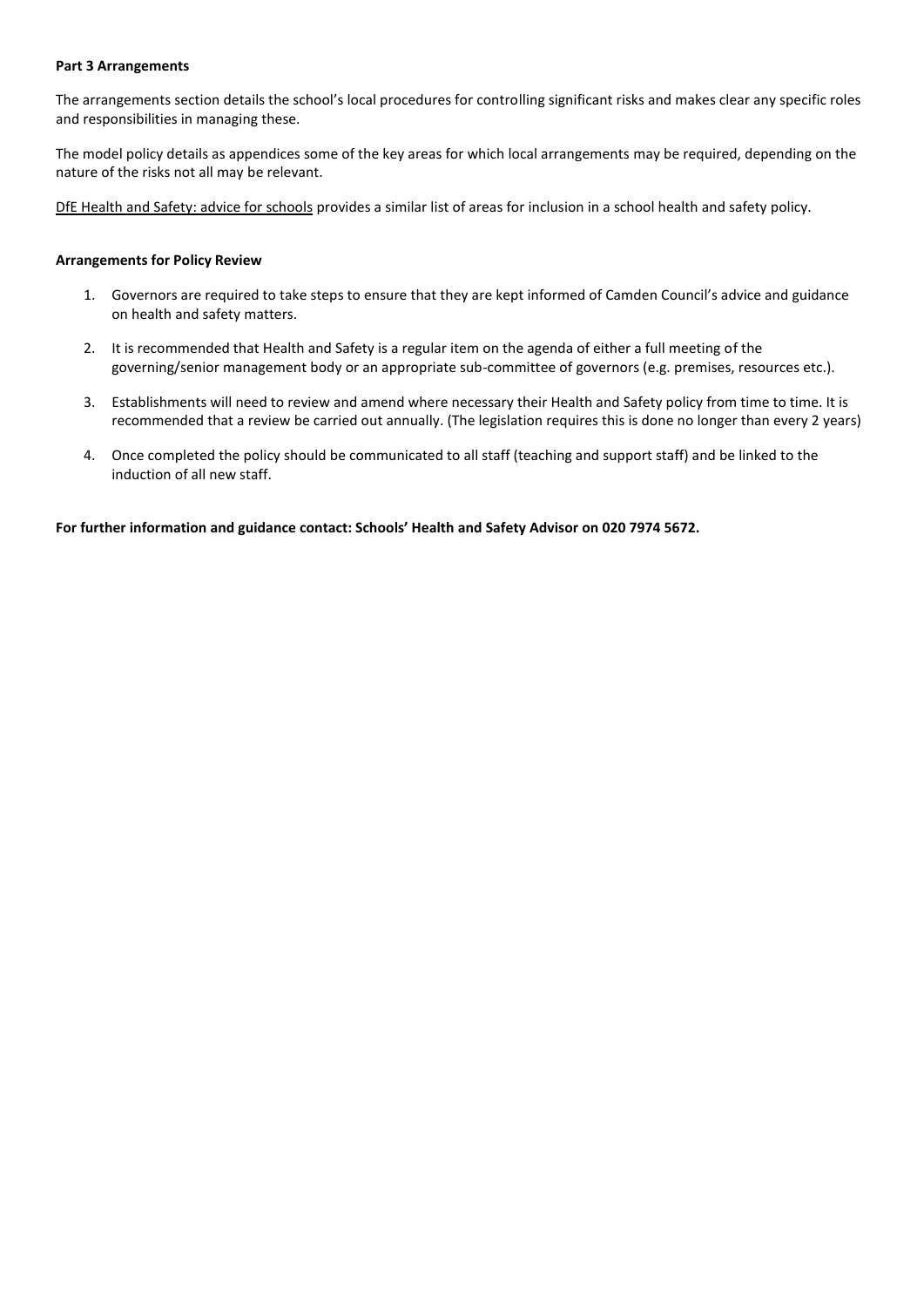**Part 3 Arrangements**

The arrangements section details the school's local procedures for controlling significant risks and makes clear any specific roles and responsibilities in managing these.

The model policy details as appendices some of the key areas for which local arrangements may be required, depending on the nature of the risks not all may be relevant.

DfE Health and Safety: advice for schools provides a similar list of areas for inclusion in a school health and safety policy.

**Arrangements for Policy Review**

1. Governors are required to take steps to ensure that they are kept informed of Camden Council's advice and guidance on health and safety matters.
2. It is recommended that Health and Safety is a regular item on the agenda of either a full meeting of the governing/senior management body or an appropriate sub-committee of governors (e.g. premises, resources etc.).
3. Establishments will need to review and amend where necessary their Health and Safety policy from time to time. It is recommended that a review be carried out annually. (The legislation requires this is done no longer than every 2 years)
4. Once completed the policy should be communicated to all staff (teaching and support staff) and be linked to the induction of all new staff.

**For further information and guidance contact: Schools' Health and Safety Advisor on 020 7974 5672.**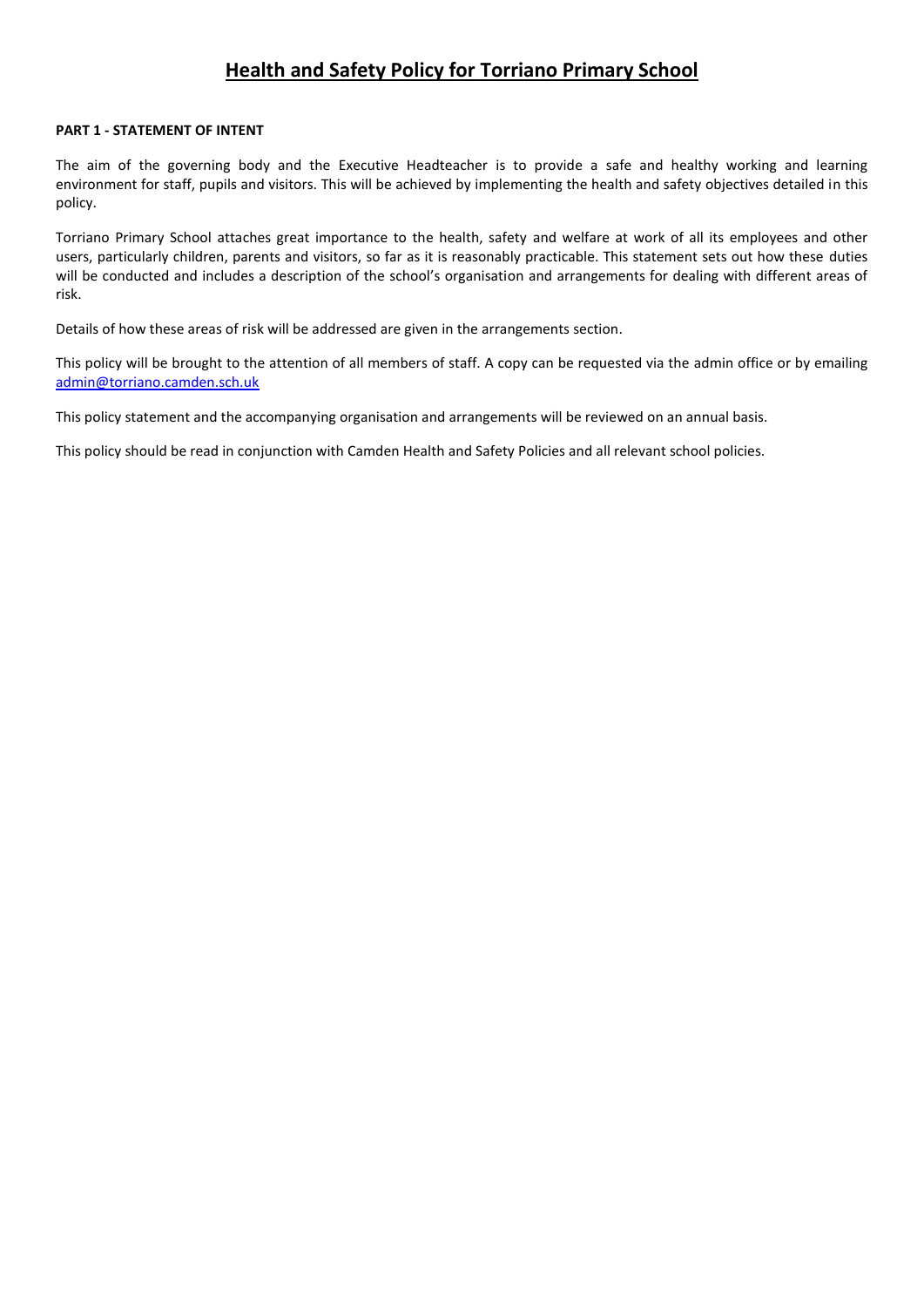# Health and Safety Policy for Torriano Primary School

**PART 1 - STATEMENT OF INTENT**

The aim of the governing body and the Executive Headteacher is to provide a safe and healthy working and learning environment for staff, pupils and visitors. This will be achieved by implementing the health and safety objectives detailed in this policy.

Torriano Primary School attaches great importance to the health, safety and welfare at work of all its employees and other users, particularly children, parents and visitors, so far as it is reasonably practicable. This statement sets out how these duties will be conducted and includes a description of the school's organisation and arrangements for dealing with different areas of risk.

Details of how these areas of risk will be addressed are given in the arrangements section.

This policy will be brought to the attention of all members of staff. A copy can be requested via the admin office or by emailing [admin@torriano.camden.sch.uk](mailto:admin@torriano.camden.sch.uk)

This policy statement and the accompanying organisation and arrangements will be reviewed on an annual basis.

This policy should be read in conjunction with Camden Health and Safety Policies and all relevant school policies.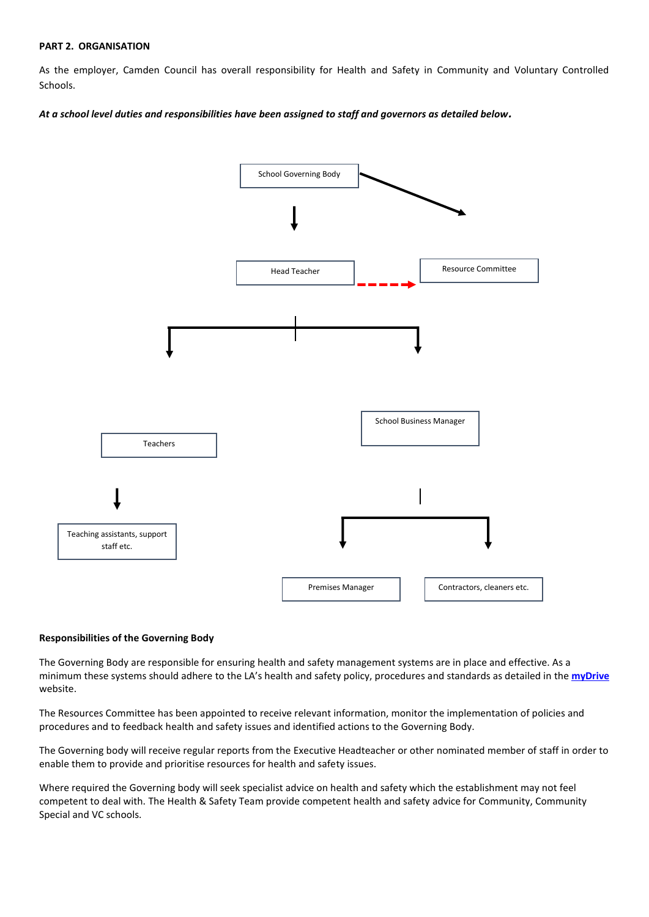**PART 2. ORGANISATION**

As the employer, Camden Council has overall responsibility for Health and Safety in Community and Voluntary Controlled Schools.

***At a school level duties and responsibilities have been assigned to staff and governors as detailed below.***

School Governing Body

Head Teacher

Resource Committee

Teachers

School Business Manager

Teaching assistants, support staff etc.

Premises Manager

Contractors, cleaners etc.

**Responsibilities of the Governing Body**

The Governing Body are responsible for ensuring health and safety management systems are in place and effective. As a minimum these systems should adhere to the LA's health and safety policy, procedures and standards as detailed in the **myDrive** website.

The Resources Committee has been appointed to receive relevant information, monitor the implementation of policies and procedures and to feedback health and safety issues and identified actions to the Governing Body.

The Governing body will receive regular reports from the Executive Headteacher or other nominated member of staff in order to enable them to provide and prioritise resources for health and safety issues.

Where required the Governing body will seek specialist advice on health and safety which the establishment may not feel competent to deal with. The Health & Safety Team provide competent health and safety advice for Community, Community Special and VC schools.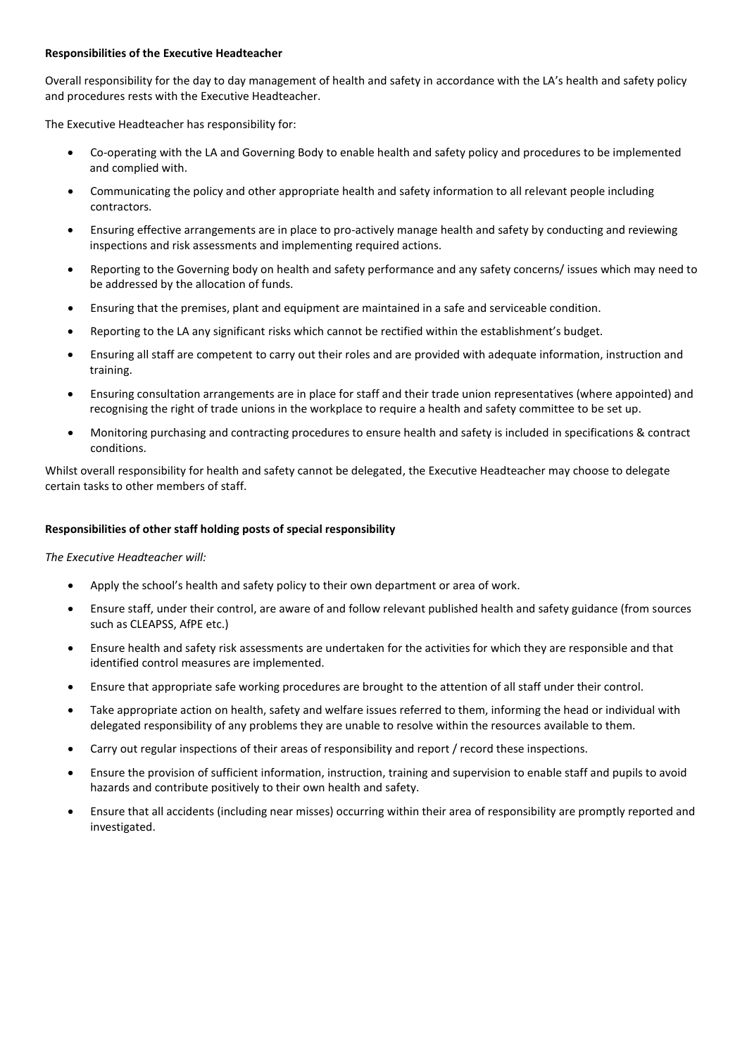**Responsibilities of the Executive Headteacher**

Overall responsibility for the day to day management of health and safety in accordance with the LA's health and safety policy and procedures rests with the Executive Headteacher.

The Executive Headteacher has responsibility for:

- Co-operating with the LA and Governing Body to enable health and safety policy and procedures to be implemented and complied with.
- Communicating the policy and other appropriate health and safety information to all relevant people including contractors.
- Ensuring effective arrangements are in place to pro-actively manage health and safety by conducting and reviewing inspections and risk assessments and implementing required actions.
- Reporting to the Governing body on health and safety performance and any safety concerns/ issues which may need to be addressed by the allocation of funds.
- Ensuring that the premises, plant and equipment are maintained in a safe and serviceable condition.
- Reporting to the LA any significant risks which cannot be rectified within the establishment's budget.
- Ensuring all staff are competent to carry out their roles and are provided with adequate information, instruction and training.
- Ensuring consultation arrangements are in place for staff and their trade union representatives (where appointed) and recognising the right of trade unions in the workplace to require a health and safety committee to be set up.
- Monitoring purchasing and contracting procedures to ensure health and safety is included in specifications & contract conditions.

Whilst overall responsibility for health and safety cannot be delegated, the Executive Headteacher may choose to delegate certain tasks to other members of staff.

**Responsibilities of other staff holding posts of special responsibility**

*The Executive Headteacher will:*

- Apply the school's health and safety policy to their own department or area of work.
- Ensure staff, under their control, are aware of and follow relevant published health and safety guidance (from sources such as CLEAPSS, AfPE etc.)
- Ensure health and safety risk assessments are undertaken for the activities for which they are responsible and that identified control measures are implemented.
- Ensure that appropriate safe working procedures are brought to the attention of all staff under their control.
- Take appropriate action on health, safety and welfare issues referred to them, informing the head or individual with delegated responsibility of any problems they are unable to resolve within the resources available to them.
- Carry out regular inspections of their areas of responsibility and report / record these inspections.
- Ensure the provision of sufficient information, instruction, training and supervision to enable staff and pupils to avoid hazards and contribute positively to their own health and safety.
- Ensure that all accidents (including near misses) occurring within their area of responsibility are promptly reported and investigated.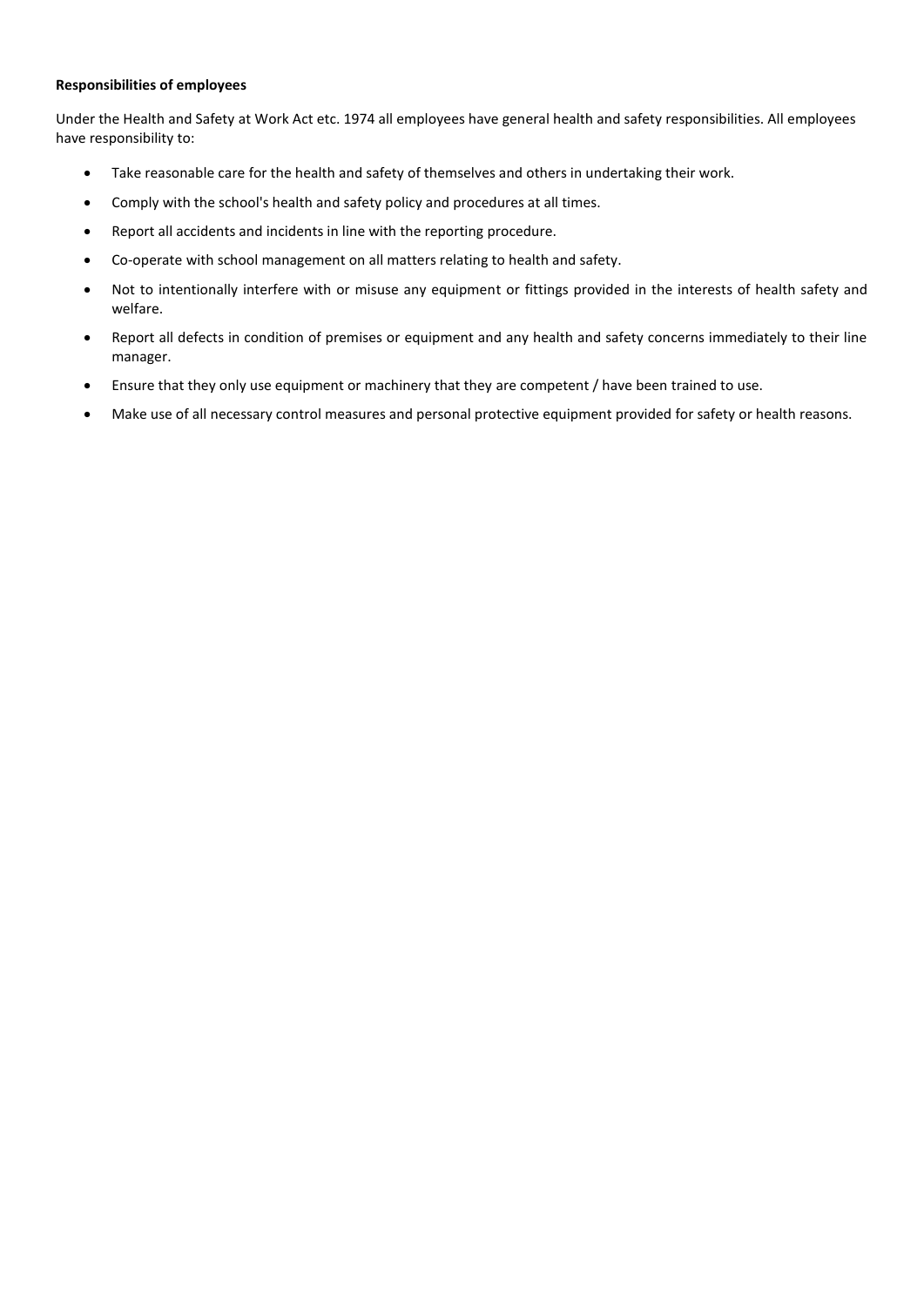**Responsibilities of employees**

Under the Health and Safety at Work Act etc. 1974 all employees have general health and safety responsibilities. All employees have responsibility to:

- Take reasonable care for the health and safety of themselves and others in undertaking their work.
- Comply with the school's health and safety policy and procedures at all times.
- Report all accidents and incidents in line with the reporting procedure.
- Co-operate with school management on all matters relating to health and safety.
- Not to intentionally interfere with or misuse any equipment or fittings provided in the interests of health safety and welfare.
- Report all defects in condition of premises or equipment and any health and safety concerns immediately to their line manager.
- Ensure that they only use equipment or machinery that they are competent / have been trained to use.
- Make use of all necessary control measures and personal protective equipment provided for safety or health reasons.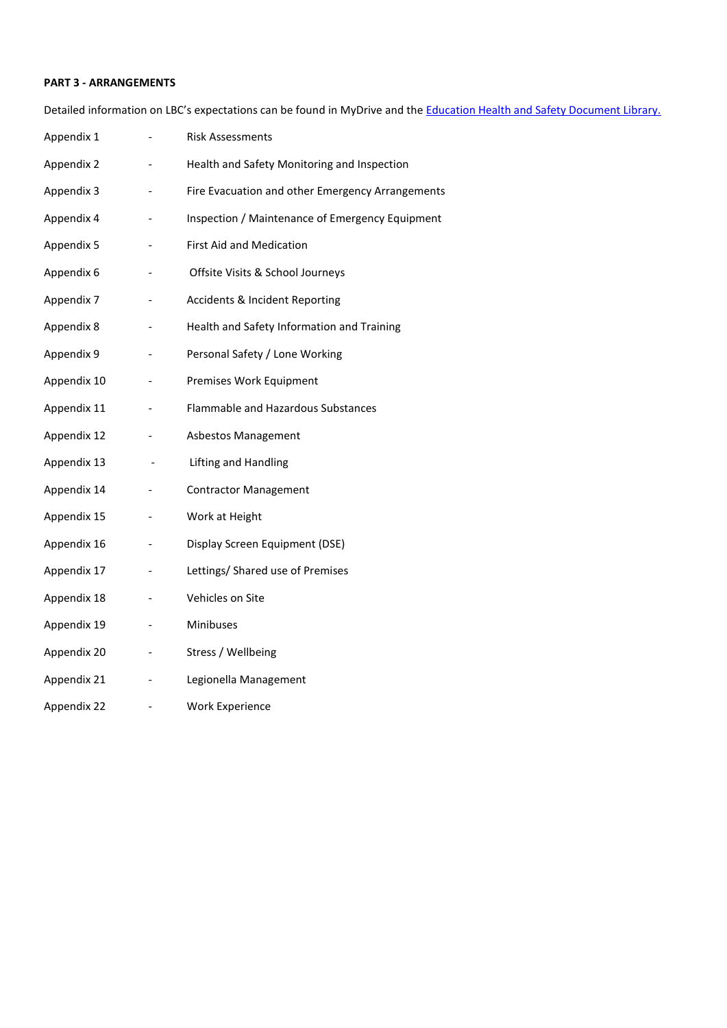**PART 3 - ARRANGEMENTS**

Detailed information on LBC's expectations can be found in MyDrive and the [Education Health and Safety Document Library.]()

Appendix 1 - Risk Assessments

Appendix 2 - Health and Safety Monitoring and Inspection

Appendix 3 - Fire Evacuation and other Emergency Arrangements

Appendix 4 - Inspection / Maintenance of Emergency Equipment

Appendix 5 - First Aid and Medication

Appendix 6 - Offsite Visits & School Journeys

Appendix 7 - Accidents & Incident Reporting

Appendix 8 - Health and Safety Information and Training

Appendix 9 - Personal Safety / Lone Working

Appendix 10 - Premises Work Equipment

Appendix 11 - Flammable and Hazardous Substances

Appendix 12 - Asbestos Management

Appendix 13 - Lifting and Handling

Appendix 14 - Contractor Management

Appendix 15 - Work at Height

Appendix 16 - Display Screen Equipment (DSE)

Appendix 17 - Lettings/ Shared use of Premises

Appendix 18 - Vehicles on Site

Appendix 19 - Minibuses

Appendix 20 - Stress / Wellbeing

Appendix 21 - Legionella Management

Appendix 22 - Work Experience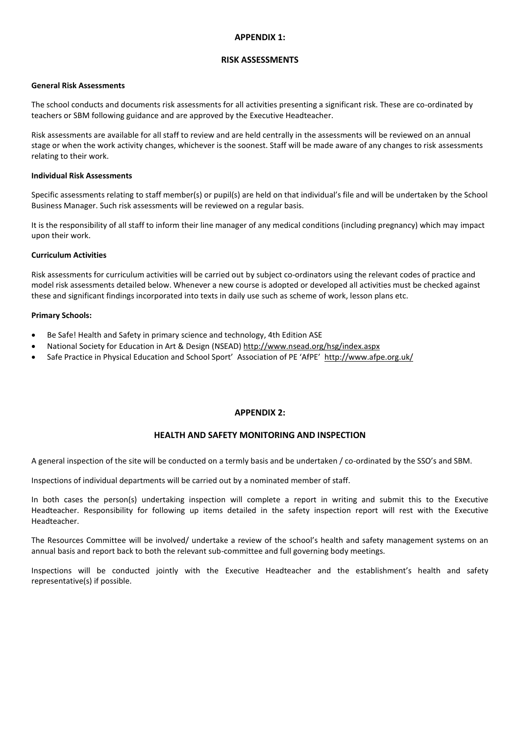## APPENDIX 1:

## RISK ASSESSMENTS

**General Risk Assessments**

The school conducts and documents risk assessments for all activities presenting a significant risk. These are co-ordinated by teachers or SBM following guidance and are approved by the Executive Headteacher.

Risk assessments are available for all staff to review and are held centrally in the assessments will be reviewed on an annual stage or when the work activity changes, whichever is the soonest. Staff will be made aware of any changes to risk assessments relating to their work.

**Individual Risk Assessments**

Specific assessments relating to staff member(s) or pupil(s) are held on that individual's file and will be undertaken by the School Business Manager. Such risk assessments will be reviewed on a regular basis.

It is the responsibility of all staff to inform their line manager of any medical conditions (including pregnancy) which may impact upon their work.

**Curriculum Activities**

Risk assessments for curriculum activities will be carried out by subject co-ordinators using the relevant codes of practice and model risk assessments detailed below. Whenever a new course is adopted or developed all activities must be checked against these and significant findings incorporated into texts in daily use such as scheme of work, lesson plans etc.

**Primary Schools:**

- Be Safe! Health and Safety in primary science and technology, 4th Edition ASE
- National Society for Education in Art & Design (NSEAD) http://www.nsead.org/hsg/index.aspx
- Safe Practice in Physical Education and School Sport' Association of PE 'AfPE' http://www.afpe.org.uk/

## APPENDIX 2:

## HEALTH AND SAFETY MONITORING AND INSPECTION

A general inspection of the site will be conducted on a termly basis and be undertaken / co-ordinated by the SSO's and SBM.

Inspections of individual departments will be carried out by a nominated member of staff.

In both cases the person(s) undertaking inspection will complete a report in writing and submit this to the Executive Headteacher. Responsibility for following up items detailed in the safety inspection report will rest with the Executive Headteacher.

The Resources Committee will be involved/ undertake a review of the school's health and safety management systems on an annual basis and report back to both the relevant sub-committee and full governing body meetings.

Inspections will be conducted jointly with the Executive Headteacher and the establishment's health and safety representative(s) if possible.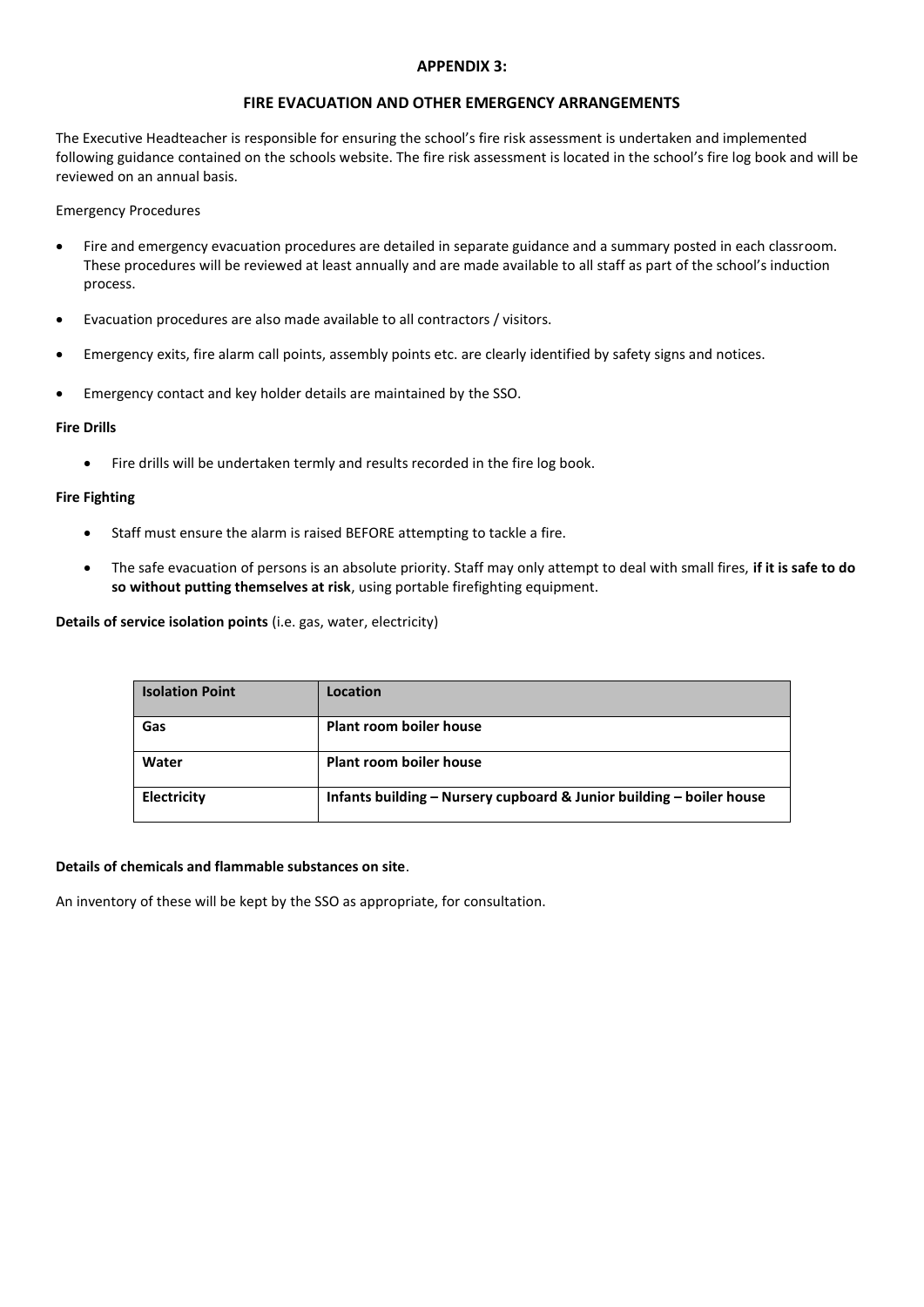## APPENDIX 3:

### FIRE EVACUATION AND OTHER EMERGENCY ARRANGEMENTS

The Executive Headteacher is responsible for ensuring the school's fire risk assessment is undertaken and implemented following guidance contained on the schools website. The fire risk assessment is located in the school's fire log book and will be reviewed on an annual basis.

Emergency Procedures

- Fire and emergency evacuation procedures are detailed in separate guidance and a summary posted in each classroom. These procedures will be reviewed at least annually and are made available to all staff as part of the school's induction process.
- Evacuation procedures are also made available to all contractors / visitors.
- Emergency exits, fire alarm call points, assembly points etc. are clearly identified by safety signs and notices.
- Emergency contact and key holder details are maintained by the SSO.

**Fire Drills**

- Fire drills will be undertaken termly and results recorded in the fire log book.

**Fire Fighting**

- Staff must ensure the alarm is raised BEFORE attempting to tackle a fire.
- The safe evacuation of persons is an absolute priority. Staff may only attempt to deal with small fires, **if it is safe to do so without putting themselves at risk**, using portable firefighting equipment.

**Details of service isolation points** (i.e. gas, water, electricity)

| Isolation Point | Location |
|---|---|
| **Gas** | **Plant room boiler house** |
| **Water** | **Plant room boiler house** |
| **Electricity** | **Infants building – Nursery cupboard & Junior building – boiler house** |

**Details of chemicals and flammable substances on site**.

An inventory of these will be kept by the SSO as appropriate, for consultation.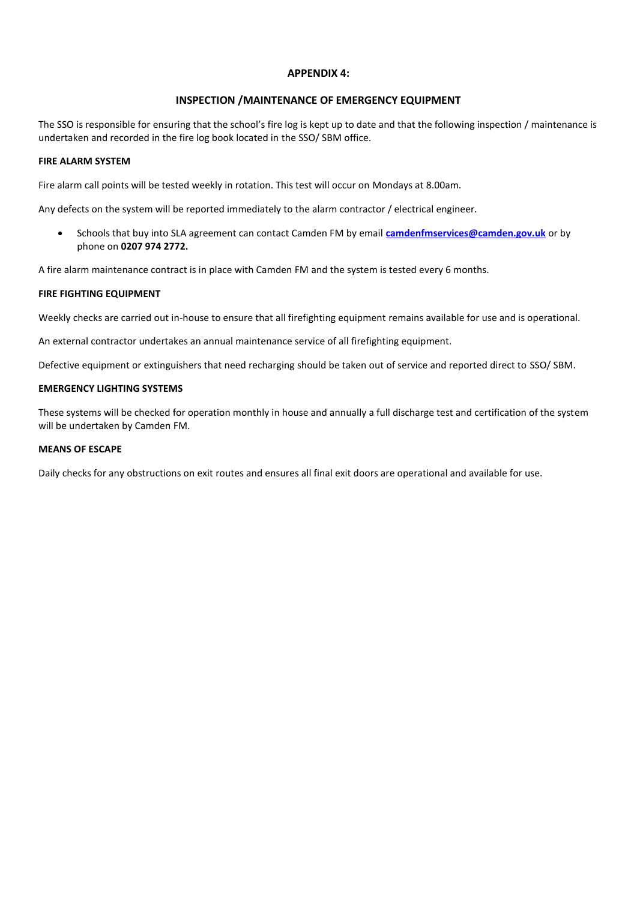## APPENDIX 4:

## INSPECTION /MAINTENANCE OF EMERGENCY EQUIPMENT

The SSO is responsible for ensuring that the school's fire log is kept up to date and that the following inspection / maintenance is undertaken and recorded in the fire log book located in the SSO/ SBM office.

### FIRE ALARM SYSTEM

Fire alarm call points will be tested weekly in rotation. This test will occur on Mondays at 8.00am.

Any defects on the system will be reported immediately to the alarm contractor / electrical engineer.

- Schools that buy into SLA agreement can contact Camden FM by email **camdenfmservices@camden.gov.uk** or by phone on **0207 974 2772.**

A fire alarm maintenance contract is in place with Camden FM and the system is tested every 6 months.

### FIRE FIGHTING EQUIPMENT

Weekly checks are carried out in-house to ensure that all firefighting equipment remains available for use and is operational.

An external contractor undertakes an annual maintenance service of all firefighting equipment.

Defective equipment or extinguishers that need recharging should be taken out of service and reported direct to SSO/ SBM.

### EMERGENCY LIGHTING SYSTEMS

These systems will be checked for operation monthly in house and annually a full discharge test and certification of the system will be undertaken by Camden FM.

### MEANS OF ESCAPE

Daily checks for any obstructions on exit routes and ensures all final exit doors are operational and available for use.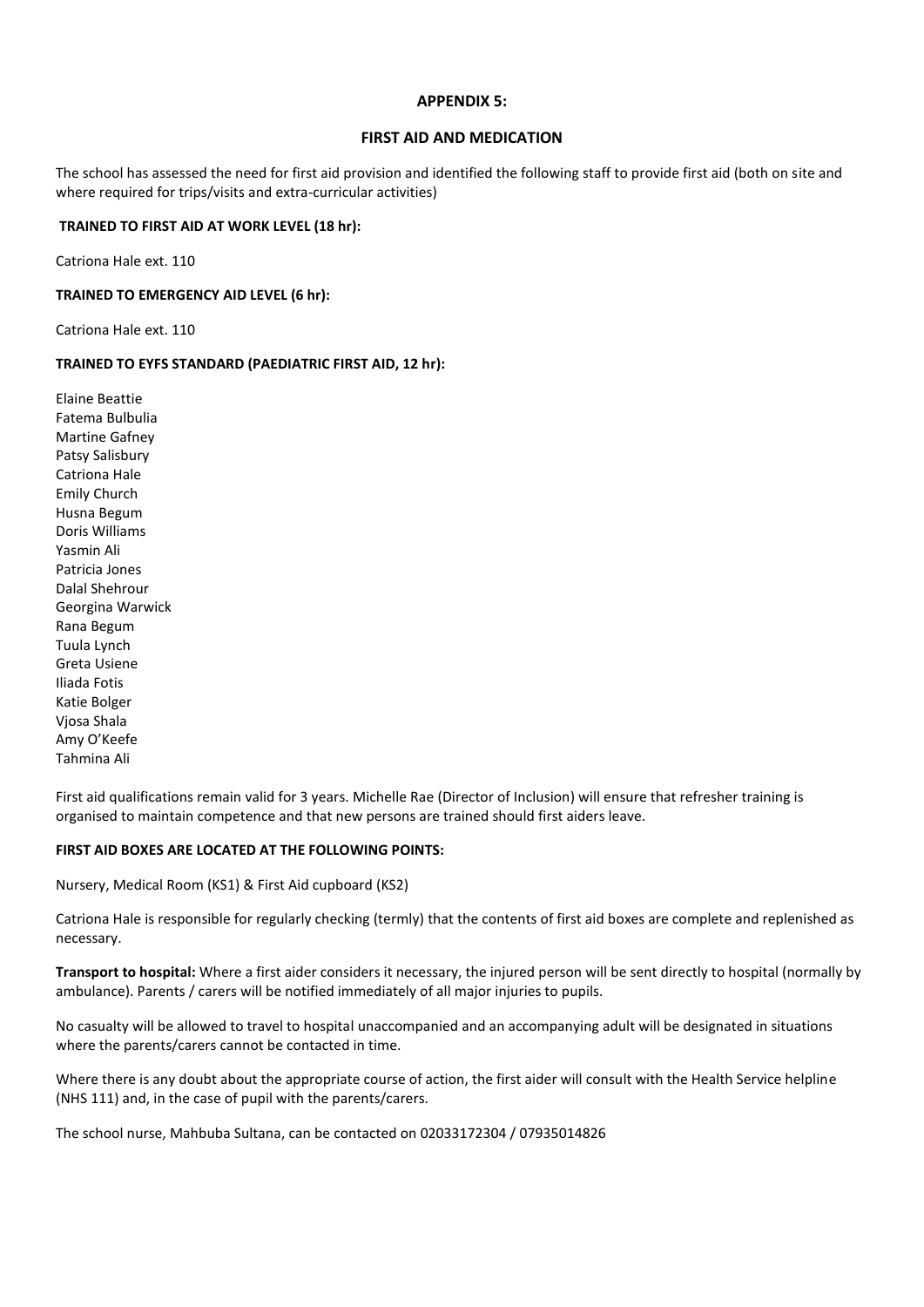## APPENDIX 5:

## FIRST AID AND MEDICATION

The school has assessed the need for first aid provision and identified the following staff to provide first aid (both on site and where required for trips/visits and extra-curricular activities)

**TRAINED TO FIRST AID AT WORK LEVEL (18 hr):**

Catriona Hale ext. 110

**TRAINED TO EMERGENCY AID LEVEL (6 hr):**

Catriona Hale ext. 110

**TRAINED TO EYFS STANDARD (PAEDIATRIC FIRST AID, 12 hr):**

Elaine Beattie
Fatema Bulbulia
Martine Gafney
Patsy Salisbury
Catriona Hale
Emily Church
Husna Begum
Doris Williams
Yasmin Ali
Patricia Jones
Dalal Shehrour
Georgina Warwick
Rana Begum
Tuula Lynch
Greta Usiene
Iliada Fotis
Katie Bolger
Vjosa Shala
Amy O'Keefe
Tahmina Ali

First aid qualifications remain valid for 3 years. Michelle Rae (Director of Inclusion) will ensure that refresher training is organised to maintain competence and that new persons are trained should first aiders leave.

**FIRST AID BOXES ARE LOCATED AT THE FOLLOWING POINTS:**

Nursery, Medical Room (KS1) & First Aid cupboard (KS2)

Catriona Hale is responsible for regularly checking (termly) that the contents of first aid boxes are complete and replenished as necessary.

**Transport to hospital:** Where a first aider considers it necessary, the injured person will be sent directly to hospital (normally by ambulance). Parents / carers will be notified immediately of all major injuries to pupils.

No casualty will be allowed to travel to hospital unaccompanied and an accompanying adult will be designated in situations where the parents/carers cannot be contacted in time.

Where there is any doubt about the appropriate course of action, the first aider will consult with the Health Service helpline (NHS 111) and, in the case of pupil with the parents/carers.

The school nurse, Mahbuba Sultana, can be contacted on 02033172304 / 07935014826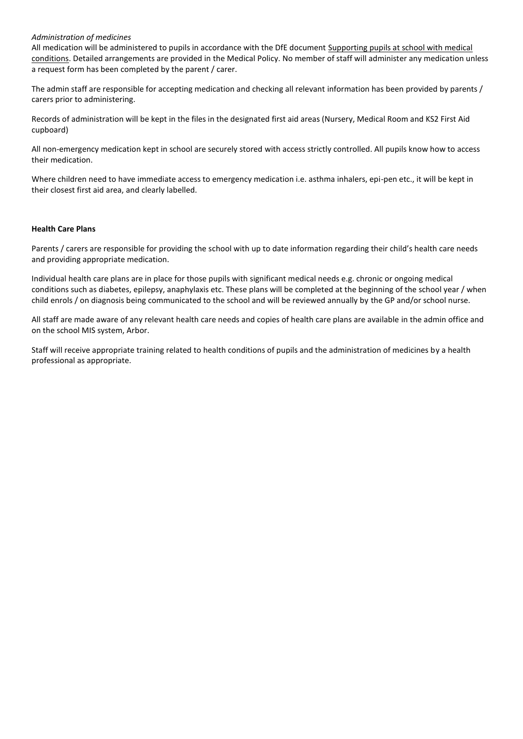*Administration of medicines*

All medication will be administered to pupils in accordance with the DfE document Supporting pupils at school with medical conditions. Detailed arrangements are provided in the Medical Policy. No member of staff will administer any medication unless a request form has been completed by the parent / carer.

The admin staff are responsible for accepting medication and checking all relevant information has been provided by parents / carers prior to administering.

Records of administration will be kept in the files in the designated first aid areas (Nursery, Medical Room and KS2 First Aid cupboard)

All non-emergency medication kept in school are securely stored with access strictly controlled. All pupils know how to access their medication.

Where children need to have immediate access to emergency medication i.e. asthma inhalers, epi-pen etc., it will be kept in their closest first aid area, and clearly labelled.

**Health Care Plans**

Parents / carers are responsible for providing the school with up to date information regarding their child's health care needs and providing appropriate medication.

Individual health care plans are in place for those pupils with significant medical needs e.g. chronic or ongoing medical conditions such as diabetes, epilepsy, anaphylaxis etc. These plans will be completed at the beginning of the school year / when child enrols / on diagnosis being communicated to the school and will be reviewed annually by the GP and/or school nurse.

All staff are made aware of any relevant health care needs and copies of health care plans are available in the admin office and on the school MIS system, Arbor.

Staff will receive appropriate training related to health conditions of pupils and the administration of medicines by a health professional as appropriate.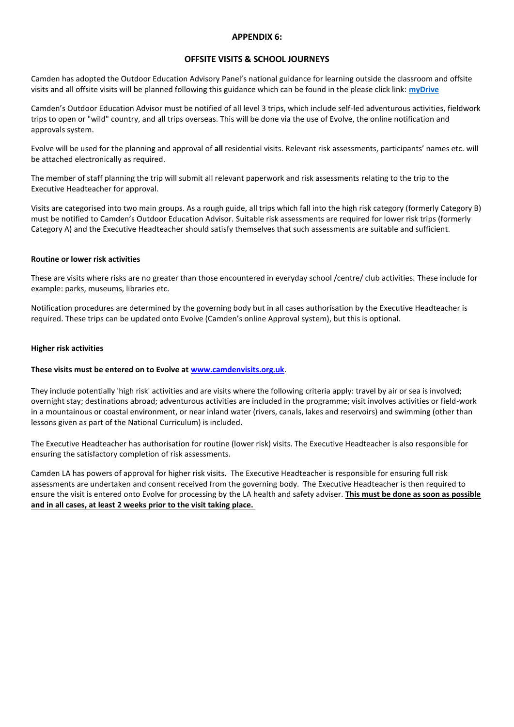## APPENDIX 6:

## OFFSITE VISITS & SCHOOL JOURNEYS

Camden has adopted the Outdoor Education Advisory Panel's national guidance for learning outside the classroom and offsite visits and all offsite visits will be planned following this guidance which can be found in the please click link: **myDrive**

Camden's Outdoor Education Advisor must be notified of all level 3 trips, which include self-led adventurous activities, fieldwork trips to open or "wild" country, and all trips overseas. This will be done via the use of Evolve, the online notification and approvals system.

Evolve will be used for the planning and approval of **all** residential visits. Relevant risk assessments, participants' names etc. will be attached electronically as required.

The member of staff planning the trip will submit all relevant paperwork and risk assessments relating to the trip to the Executive Headteacher for approval.

Visits are categorised into two main groups. As a rough guide, all trips which fall into the high risk category (formerly Category B) must be notified to Camden's Outdoor Education Advisor. Suitable risk assessments are required for lower risk trips (formerly Category A) and the Executive Headteacher should satisfy themselves that such assessments are suitable and sufficient.

**Routine or lower risk activities**

These are visits where risks are no greater than those encountered in everyday school /centre/ club activities. These include for example: parks, museums, libraries etc.

Notification procedures are determined by the governing body but in all cases authorisation by the Executive Headteacher is required. These trips can be updated onto Evolve (Camden's online Approval system), but this is optional.

**Higher risk activities**

**These visits must be entered on to Evolve at www.camdenvisits.org.uk**.

They include potentially 'high risk' activities and are visits where the following criteria apply: travel by air or sea is involved; overnight stay; destinations abroad; adventurous activities are included in the programme; visit involves activities or field-work in a mountainous or coastal environment, or near inland water (rivers, canals, lakes and reservoirs) and swimming (other than lessons given as part of the National Curriculum) is included.

The Executive Headteacher has authorisation for routine (lower risk) visits. The Executive Headteacher is also responsible for ensuring the satisfactory completion of risk assessments.

Camden LA has powers of approval for higher risk visits. The Executive Headteacher is responsible for ensuring full risk assessments are undertaken and consent received from the governing body. The Executive Headteacher is then required to ensure the visit is entered onto Evolve for processing by the LA health and safety adviser. **This must be done as soon as possible and in all cases, at least 2 weeks prior to the visit taking place.**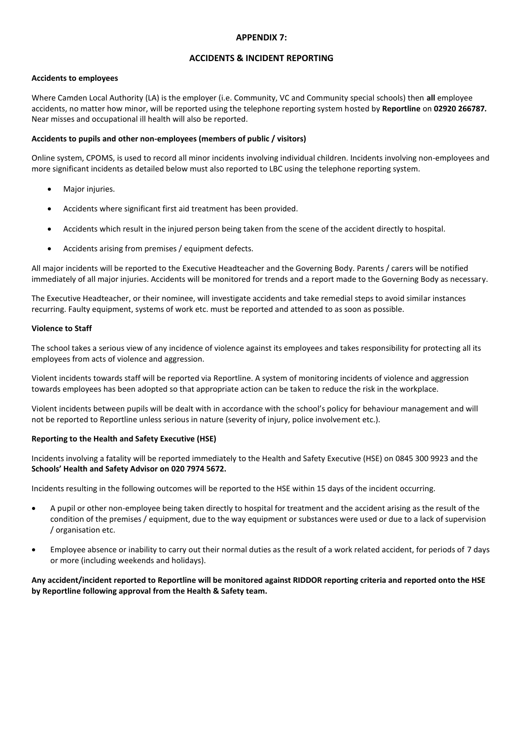## APPENDIX 7:

## ACCIDENTS & INCIDENT REPORTING

**Accidents to employees**

Where Camden Local Authority (LA) is the employer (i.e. Community, VC and Community special schools) then **all** employee accidents, no matter how minor, will be reported using the telephone reporting system hosted by **Reportline** on **02920 266787.** Near misses and occupational ill health will also be reported.

**Accidents to pupils and other non-employees (members of public / visitors)**

Online system, CPOMS, is used to record all minor incidents involving individual children. Incidents involving non-employees and more significant incidents as detailed below must also reported to LBC using the telephone reporting system.

- Major injuries.
- Accidents where significant first aid treatment has been provided.
- Accidents which result in the injured person being taken from the scene of the accident directly to hospital.
- Accidents arising from premises / equipment defects.

All major incidents will be reported to the Executive Headteacher and the Governing Body. Parents / carers will be notified immediately of all major injuries. Accidents will be monitored for trends and a report made to the Governing Body as necessary.

The Executive Headteacher, or their nominee, will investigate accidents and take remedial steps to avoid similar instances recurring. Faulty equipment, systems of work etc. must be reported and attended to as soon as possible.

**Violence to Staff**

The school takes a serious view of any incidence of violence against its employees and takes responsibility for protecting all its employees from acts of violence and aggression.

Violent incidents towards staff will be reported via Reportline. A system of monitoring incidents of violence and aggression towards employees has been adopted so that appropriate action can be taken to reduce the risk in the workplace.

Violent incidents between pupils will be dealt with in accordance with the school's policy for behaviour management and will not be reported to Reportline unless serious in nature (severity of injury, police involvement etc.).

**Reporting to the Health and Safety Executive (HSE)**

Incidents involving a fatality will be reported immediately to the Health and Safety Executive (HSE) on 0845 300 9923 and the **Schools' Health and Safety Advisor on 020 7974 5672.**

Incidents resulting in the following outcomes will be reported to the HSE within 15 days of the incident occurring.

- A pupil or other non-employee being taken directly to hospital for treatment and the accident arising as the result of the condition of the premises / equipment, due to the way equipment or substances were used or due to a lack of supervision / organisation etc.
- Employee absence or inability to carry out their normal duties as the result of a work related accident, for periods of 7 days or more (including weekends and holidays).

**Any accident/incident reported to Reportline will be monitored against RIDDOR reporting criteria and reported onto the HSE by Reportline following approval from the Health & Safety team.**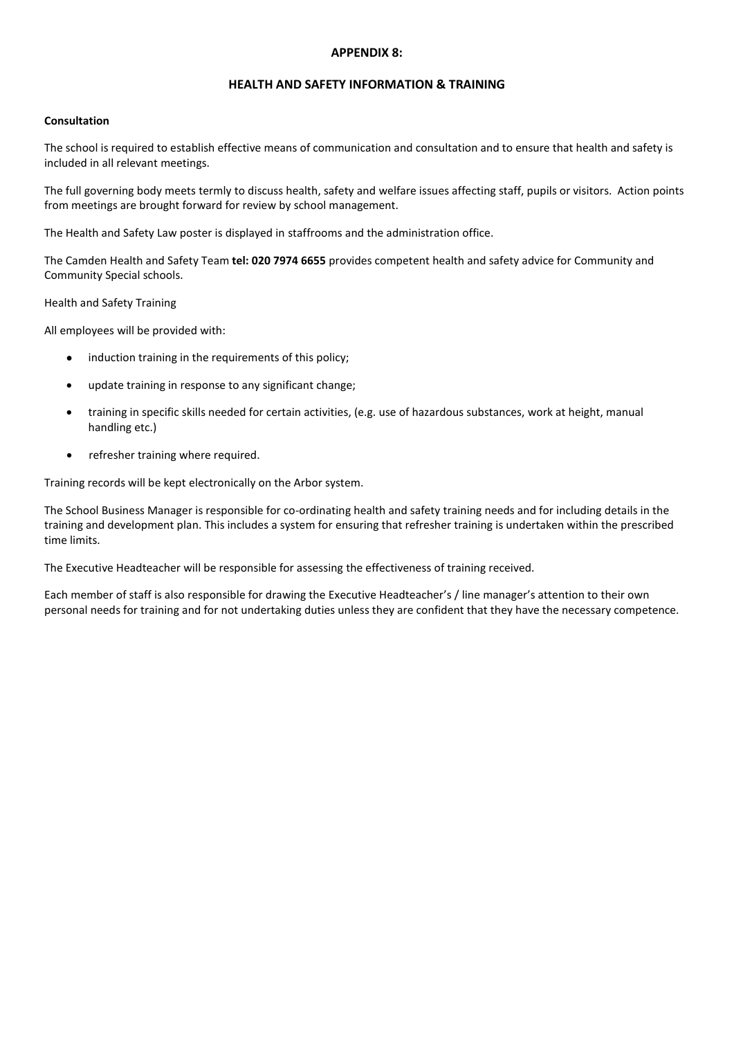## APPENDIX 8:

## HEALTH AND SAFETY INFORMATION & TRAINING

**Consultation**

The school is required to establish effective means of communication and consultation and to ensure that health and safety is included in all relevant meetings.

The full governing body meets termly to discuss health, safety and welfare issues affecting staff, pupils or visitors. Action points from meetings are brought forward for review by school management.

The Health and Safety Law poster is displayed in staffrooms and the administration office.

The Camden Health and Safety Team **tel: 020 7974 6655** provides competent health and safety advice for Community and Community Special schools.

Health and Safety Training

All employees will be provided with:

- induction training in the requirements of this policy;
- update training in response to any significant change;
- training in specific skills needed for certain activities, (e.g. use of hazardous substances, work at height, manual handling etc.)
- refresher training where required.

Training records will be kept electronically on the Arbor system.

The School Business Manager is responsible for co-ordinating health and safety training needs and for including details in the training and development plan. This includes a system for ensuring that refresher training is undertaken within the prescribed time limits.

The Executive Headteacher will be responsible for assessing the effectiveness of training received.

Each member of staff is also responsible for drawing the Executive Headteacher's / line manager's attention to their own personal needs for training and for not undertaking duties unless they are confident that they have the necessary competence.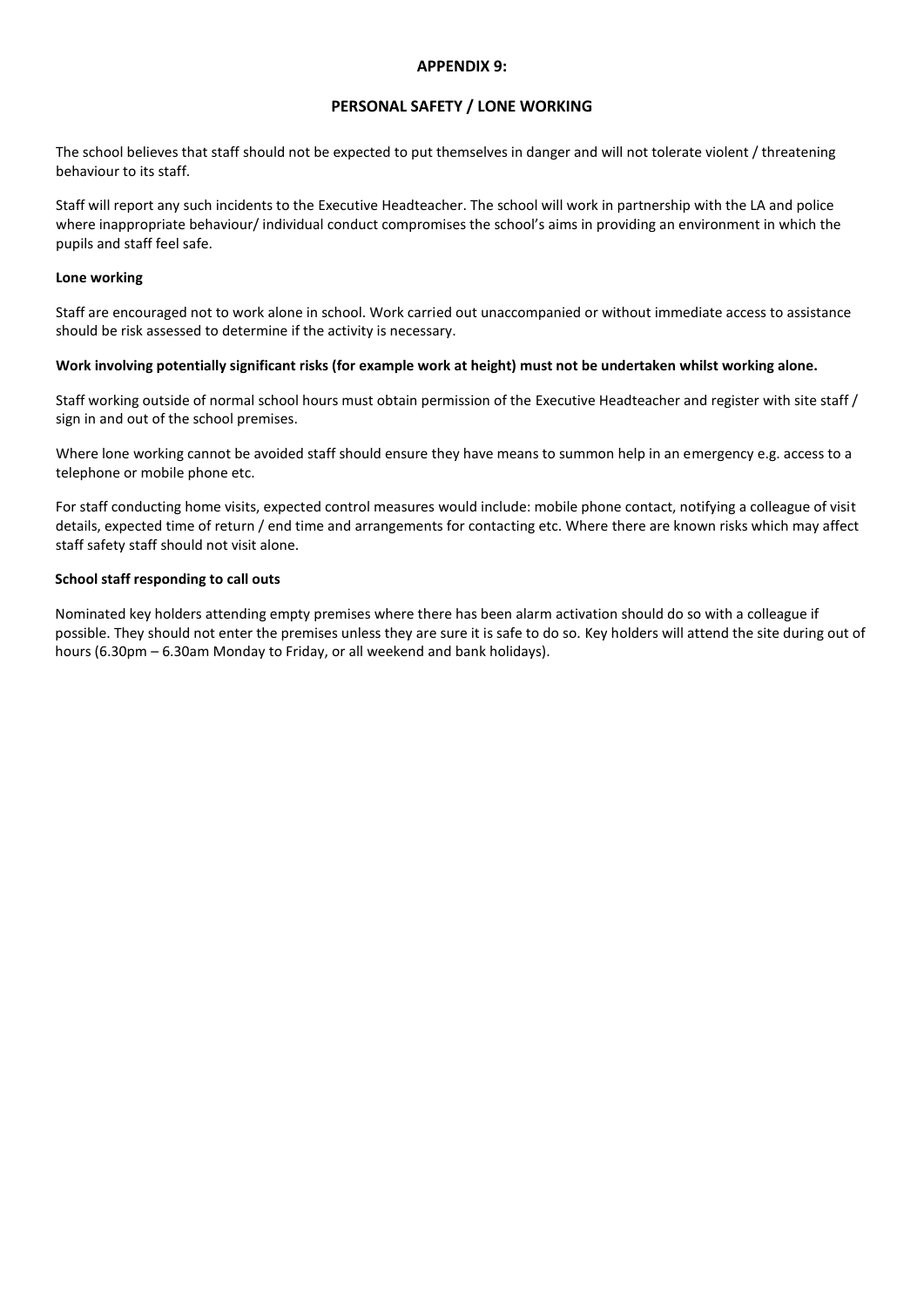## APPENDIX 9:

## PERSONAL SAFETY / LONE WORKING

The school believes that staff should not be expected to put themselves in danger and will not tolerate violent / threatening behaviour to its staff.

Staff will report any such incidents to the Executive Headteacher. The school will work in partnership with the LA and police where inappropriate behaviour/ individual conduct compromises the school's aims in providing an environment in which the pupils and staff feel safe.

### Lone working

Staff are encouraged not to work alone in school. Work carried out unaccompanied or without immediate access to assistance should be risk assessed to determine if the activity is necessary.

**Work involving potentially significant risks (for example work at height) must not be undertaken whilst working alone.**

Staff working outside of normal school hours must obtain permission of the Executive Headteacher and register with site staff / sign in and out of the school premises.

Where lone working cannot be avoided staff should ensure they have means to summon help in an emergency e.g. access to a telephone or mobile phone etc.

For staff conducting home visits, expected control measures would include: mobile phone contact, notifying a colleague of visit details, expected time of return / end time and arrangements for contacting etc. Where there are known risks which may affect staff safety staff should not visit alone.

### School staff responding to call outs

Nominated key holders attending empty premises where there has been alarm activation should do so with a colleague if possible. They should not enter the premises unless they are sure it is safe to do so. Key holders will attend the site during out of hours (6.30pm – 6.30am Monday to Friday, or all weekend and bank holidays).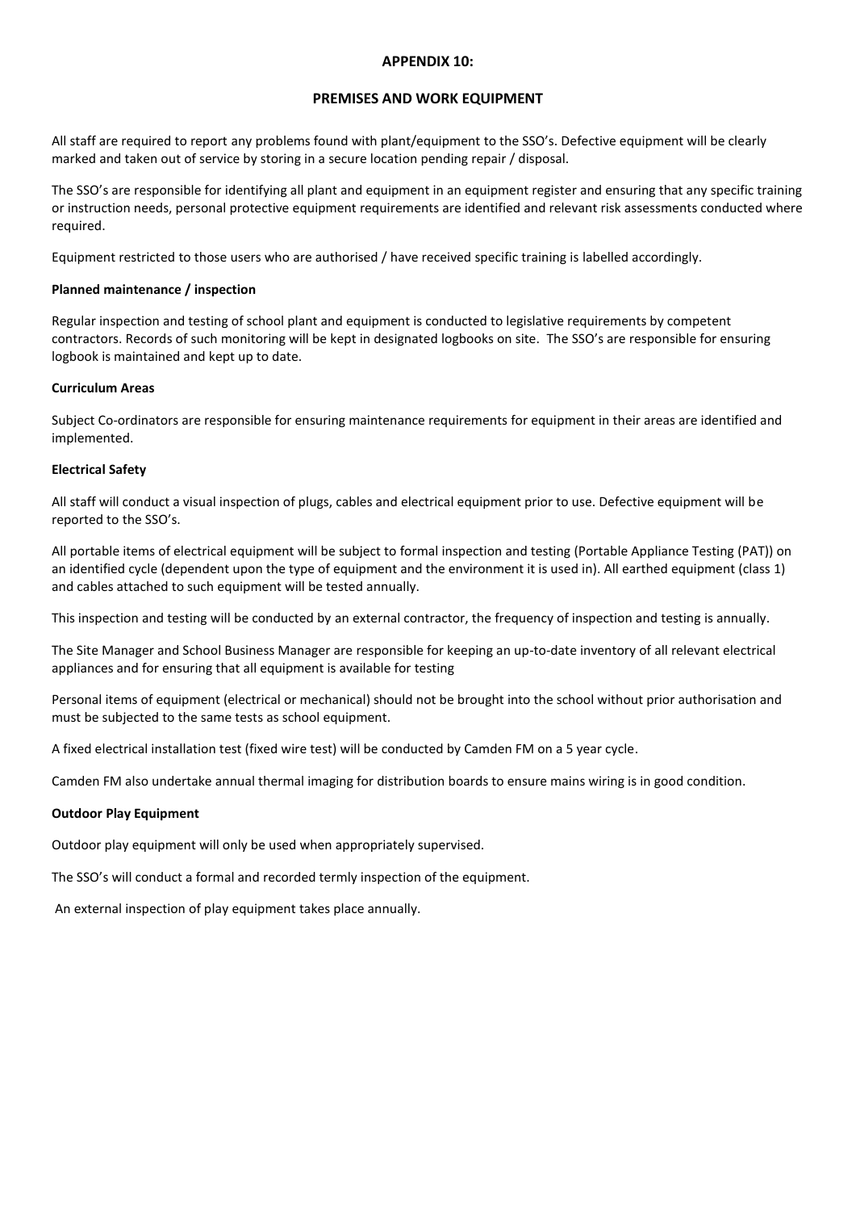## APPENDIX 10:

## PREMISES AND WORK EQUIPMENT

All staff are required to report any problems found with plant/equipment to the SSO's. Defective equipment will be clearly marked and taken out of service by storing in a secure location pending repair / disposal.

The SSO's are responsible for identifying all plant and equipment in an equipment register and ensuring that any specific training or instruction needs, personal protective equipment requirements are identified and relevant risk assessments conducted where required.

Equipment restricted to those users who are authorised / have received specific training is labelled accordingly.

**Planned maintenance / inspection**

Regular inspection and testing of school plant and equipment is conducted to legislative requirements by competent contractors. Records of such monitoring will be kept in designated logbooks on site. The SSO's are responsible for ensuring logbook is maintained and kept up to date.

**Curriculum Areas**

Subject Co-ordinators are responsible for ensuring maintenance requirements for equipment in their areas are identified and implemented.

**Electrical Safety**

All staff will conduct a visual inspection of plugs, cables and electrical equipment prior to use. Defective equipment will be reported to the SSO's.

All portable items of electrical equipment will be subject to formal inspection and testing (Portable Appliance Testing (PAT)) on an identified cycle (dependent upon the type of equipment and the environment it is used in). All earthed equipment (class 1) and cables attached to such equipment will be tested annually.

This inspection and testing will be conducted by an external contractor, the frequency of inspection and testing is annually.

The Site Manager and School Business Manager are responsible for keeping an up-to-date inventory of all relevant electrical appliances and for ensuring that all equipment is available for testing

Personal items of equipment (electrical or mechanical) should not be brought into the school without prior authorisation and must be subjected to the same tests as school equipment.

A fixed electrical installation test (fixed wire test) will be conducted by Camden FM on a 5 year cycle.

Camden FM also undertake annual thermal imaging for distribution boards to ensure mains wiring is in good condition.

**Outdoor Play Equipment**

Outdoor play equipment will only be used when appropriately supervised.

The SSO's will conduct a formal and recorded termly inspection of the equipment.

An external inspection of play equipment takes place annually.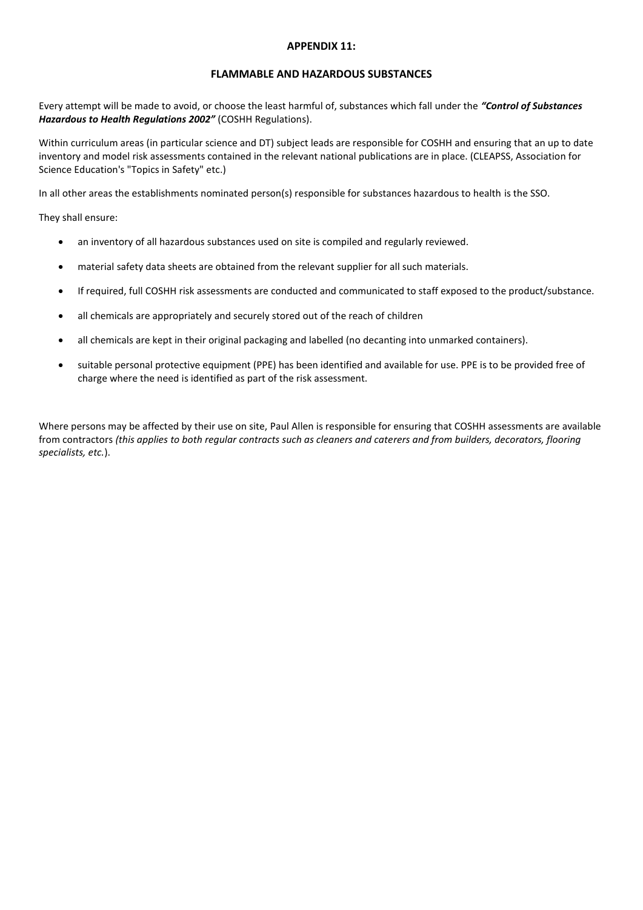## APPENDIX 11:

## FLAMMABLE AND HAZARDOUS SUBSTANCES

Every attempt will be made to avoid, or choose the least harmful of, substances which fall under the ***"Control of Substances Hazardous to Health Regulations 2002"*** (COSHH Regulations).

Within curriculum areas (in particular science and DT) subject leads are responsible for COSHH and ensuring that an up to date inventory and model risk assessments contained in the relevant national publications are in place. (CLEAPSS, Association for Science Education's "Topics in Safety" etc.)

In all other areas the establishments nominated person(s) responsible for substances hazardous to health is the SSO.

They shall ensure:

- an inventory of all hazardous substances used on site is compiled and regularly reviewed.
- material safety data sheets are obtained from the relevant supplier for all such materials.
- If required, full COSHH risk assessments are conducted and communicated to staff exposed to the product/substance.
- all chemicals are appropriately and securely stored out of the reach of children
- all chemicals are kept in their original packaging and labelled (no decanting into unmarked containers).
- suitable personal protective equipment (PPE) has been identified and available for use. PPE is to be provided free of charge where the need is identified as part of the risk assessment.

Where persons may be affected by their use on site, Paul Allen is responsible for ensuring that COSHH assessments are available from contractors *(this applies to both regular contracts such as cleaners and caterers and from builders, decorators, flooring specialists, etc.*).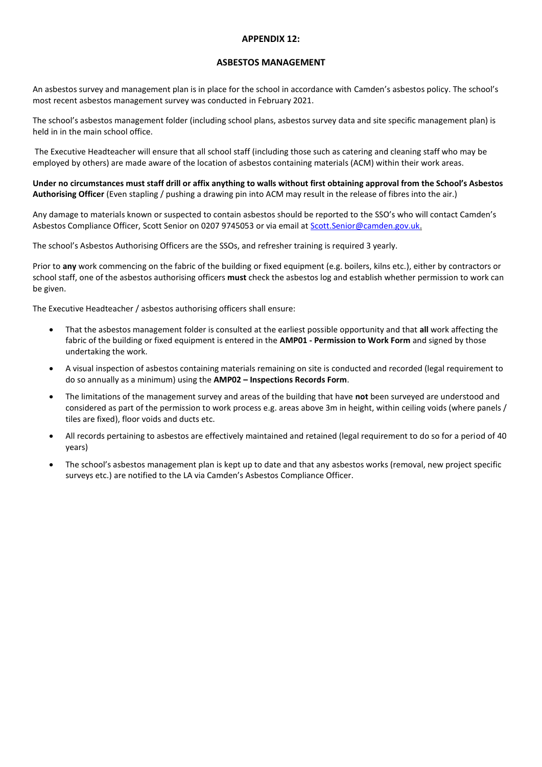## APPENDIX 12:

## ASBESTOS MANAGEMENT

An asbestos survey and management plan is in place for the school in accordance with Camden's asbestos policy. The school's most recent asbestos management survey was conducted in February 2021.

The school's asbestos management folder (including school plans, asbestos survey data and site specific management plan) is held in in the main school office.

The Executive Headteacher will ensure that all school staff (including those such as catering and cleaning staff who may be employed by others) are made aware of the location of asbestos containing materials (ACM) within their work areas.

**Under no circumstances must staff drill or affix anything to walls without first obtaining approval from the School's Asbestos Authorising Officer** (Even stapling / pushing a drawing pin into ACM may result in the release of fibres into the air.)

Any damage to materials known or suspected to contain asbestos should be reported to the SSO's who will contact Camden's Asbestos Compliance Officer, Scott Senior on 0207 9745053 or via email at Scott.Senior@camden.gov.uk.

The school's Asbestos Authorising Officers are the SSOs, and refresher training is required 3 yearly.

Prior to **any** work commencing on the fabric of the building or fixed equipment (e.g. boilers, kilns etc.), either by contractors or school staff, one of the asbestos authorising officers **must** check the asbestos log and establish whether permission to work can be given.

The Executive Headteacher / asbestos authorising officers shall ensure:

- That the asbestos management folder is consulted at the earliest possible opportunity and that **all** work affecting the fabric of the building or fixed equipment is entered in the **AMP01 - Permission to Work Form** and signed by those undertaking the work.
- A visual inspection of asbestos containing materials remaining on site is conducted and recorded (legal requirement to do so annually as a minimum) using the **AMP02 – Inspections Records Form**.
- The limitations of the management survey and areas of the building that have **not** been surveyed are understood and considered as part of the permission to work process e.g. areas above 3m in height, within ceiling voids (where panels / tiles are fixed), floor voids and ducts etc.
- All records pertaining to asbestos are effectively maintained and retained (legal requirement to do so for a period of 40 years)
- The school's asbestos management plan is kept up to date and that any asbestos works (removal, new project specific surveys etc.) are notified to the LA via Camden's Asbestos Compliance Officer.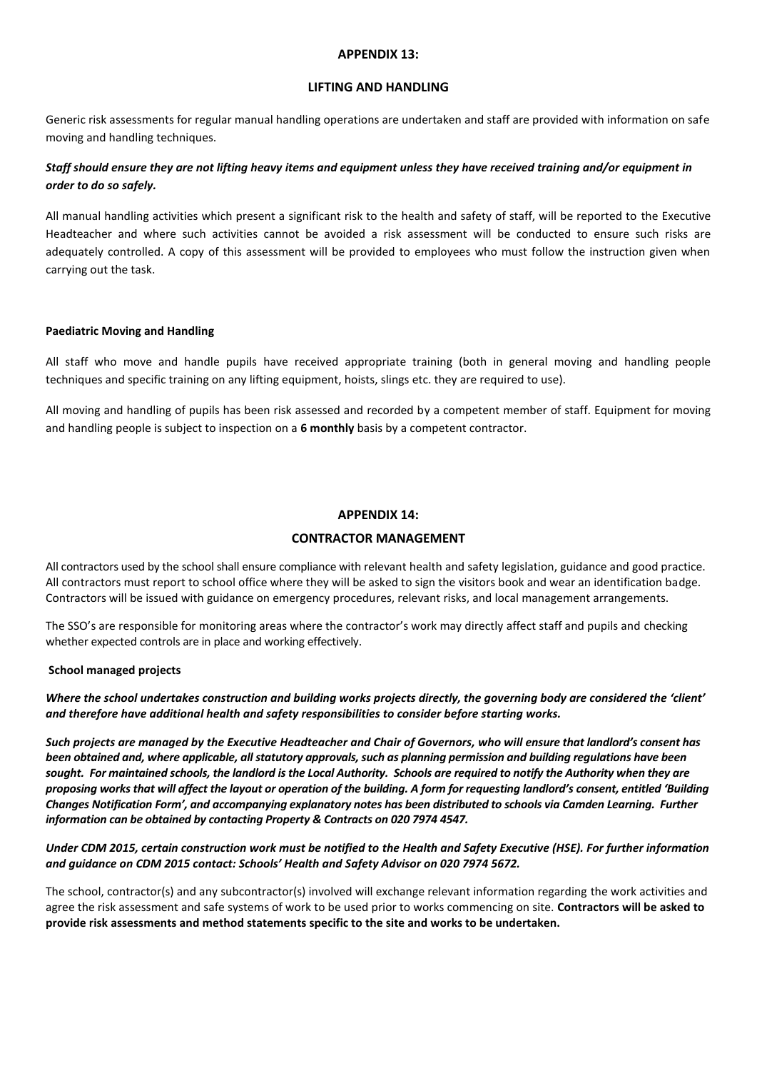## APPENDIX 13:

## LIFTING AND HANDLING

Generic risk assessments for regular manual handling operations are undertaken and staff are provided with information on safe moving and handling techniques.

***Staff should ensure they are not lifting heavy items and equipment unless they have received training and/or equipment in order to do so safely.***

All manual handling activities which present a significant risk to the health and safety of staff, will be reported to the Executive Headteacher and where such activities cannot be avoided a risk assessment will be conducted to ensure such risks are adequately controlled. A copy of this assessment will be provided to employees who must follow the instruction given when carrying out the task.

### Paediatric Moving and Handling

All staff who move and handle pupils have received appropriate training (both in general moving and handling people techniques and specific training on any lifting equipment, hoists, slings etc. they are required to use).

All moving and handling of pupils has been risk assessed and recorded by a competent member of staff. Equipment for moving and handling people is subject to inspection on a **6 monthly** basis by a competent contractor.

## APPENDIX 14:

## CONTRACTOR MANAGEMENT

All contractors used by the school shall ensure compliance with relevant health and safety legislation, guidance and good practice. All contractors must report to school office where they will be asked to sign the visitors book and wear an identification badge. Contractors will be issued with guidance on emergency procedures, relevant risks, and local management arrangements.

The SSO's are responsible for monitoring areas where the contractor's work may directly affect staff and pupils and checking whether expected controls are in place and working effectively.

### School managed projects

***Where the school undertakes construction and building works projects directly, the governing body are considered the 'client' and therefore have additional health and safety responsibilities to consider before starting works.***

***Such projects are managed by the Executive Headteacher and Chair of Governors, who will ensure that landlord's consent has been obtained and, where applicable, all statutory approvals, such as planning permission and building regulations have been sought. For maintained schools, the landlord is the Local Authority. Schools are required to notify the Authority when they are proposing works that will affect the layout or operation of the building. A form for requesting landlord's consent, entitled 'Building Changes Notification Form', and accompanying explanatory notes has been distributed to schools via Camden Learning. Further information can be obtained by contacting Property & Contracts on 020 7974 4547.***

***Under CDM 2015, certain construction work must be notified to the Health and Safety Executive (HSE). For further information and guidance on CDM 2015 contact: Schools' Health and Safety Advisor on 020 7974 5672.***

The school, contractor(s) and any subcontractor(s) involved will exchange relevant information regarding the work activities and agree the risk assessment and safe systems of work to be used prior to works commencing on site. **Contractors will be asked to provide risk assessments and method statements specific to the site and works to be undertaken.**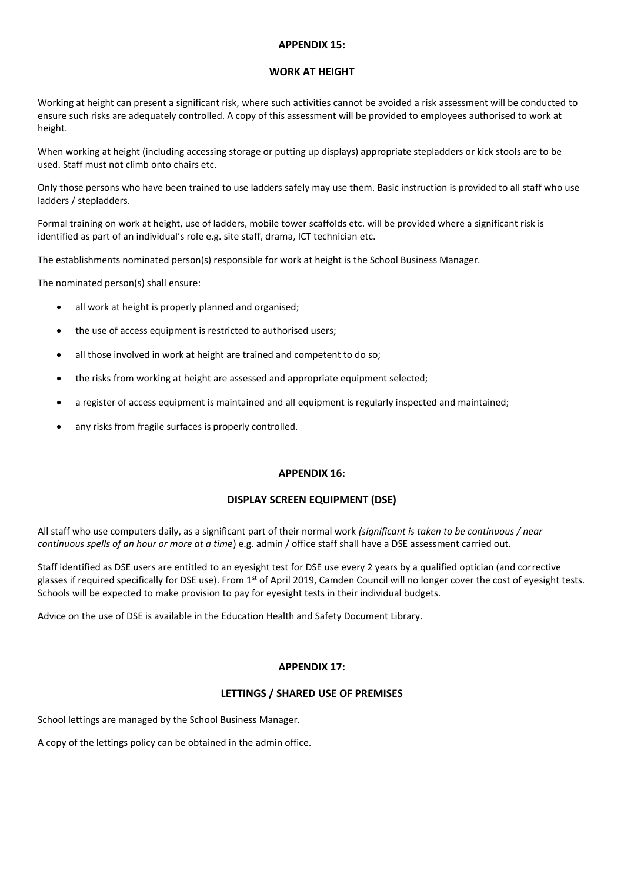## APPENDIX 15:

## WORK AT HEIGHT

Working at height can present a significant risk, where such activities cannot be avoided a risk assessment will be conducted to ensure such risks are adequately controlled. A copy of this assessment will be provided to employees authorised to work at height.

When working at height (including accessing storage or putting up displays) appropriate stepladders or kick stools are to be used. Staff must not climb onto chairs etc.

Only those persons who have been trained to use ladders safely may use them. Basic instruction is provided to all staff who use ladders / stepladders.

Formal training on work at height, use of ladders, mobile tower scaffolds etc. will be provided where a significant risk is identified as part of an individual's role e.g. site staff, drama, ICT technician etc.

The establishments nominated person(s) responsible for work at height is the School Business Manager.

The nominated person(s) shall ensure:

- all work at height is properly planned and organised;
- the use of access equipment is restricted to authorised users;
- all those involved in work at height are trained and competent to do so;
- the risks from working at height are assessed and appropriate equipment selected;
- a register of access equipment is maintained and all equipment is regularly inspected and maintained;
- any risks from fragile surfaces is properly controlled.

## APPENDIX 16:

## DISPLAY SCREEN EQUIPMENT (DSE)

All staff who use computers daily, as a significant part of their normal work *(significant is taken to be continuous / near continuous spells of an hour or more at a time*) e.g. admin / office staff shall have a DSE assessment carried out.

Staff identified as DSE users are entitled to an eyesight test for DSE use every 2 years by a qualified optician (and corrective glasses if required specifically for DSE use). From 1st of April 2019, Camden Council will no longer cover the cost of eyesight tests. Schools will be expected to make provision to pay for eyesight tests in their individual budgets.

Advice on the use of DSE is available in the Education Health and Safety Document Library.

## APPENDIX 17:

## LETTINGS / SHARED USE OF PREMISES

School lettings are managed by the School Business Manager.

A copy of the lettings policy can be obtained in the admin office.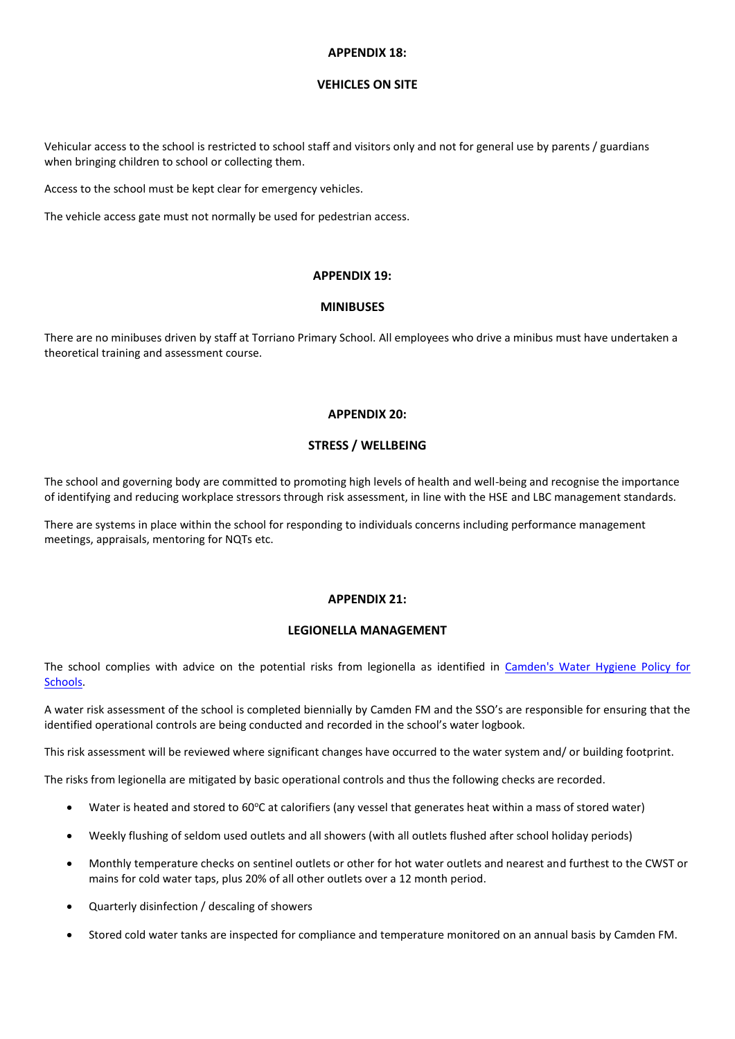## APPENDIX 18:

## VEHICLES ON SITE

Vehicular access to the school is restricted to school staff and visitors only and not for general use by parents / guardians when bringing children to school or collecting them.

Access to the school must be kept clear for emergency vehicles.

The vehicle access gate must not normally be used for pedestrian access.

## APPENDIX 19:

## MINIBUSES

There are no minibuses driven by staff at Torriano Primary School. All employees who drive a minibus must have undertaken a theoretical training and assessment course.

## APPENDIX 20:

## STRESS / WELLBEING

The school and governing body are committed to promoting high levels of health and well-being and recognise the importance of identifying and reducing workplace stressors through risk assessment, in line with the HSE and LBC management standards.

There are systems in place within the school for responding to individuals concerns including performance management meetings, appraisals, mentoring for NQTs etc.

## APPENDIX 21:

## LEGIONELLA MANAGEMENT

The school complies with advice on the potential risks from legionella as identified in Camden's Water Hygiene Policy for Schools.

A water risk assessment of the school is completed biennially by Camden FM and the SSO's are responsible for ensuring that the identified operational controls are being conducted and recorded in the school's water logbook.

This risk assessment will be reviewed where significant changes have occurred to the water system and/ or building footprint.

The risks from legionella are mitigated by basic operational controls and thus the following checks are recorded.

- Water is heated and stored to 60°C at calorifiers (any vessel that generates heat within a mass of stored water)
- Weekly flushing of seldom used outlets and all showers (with all outlets flushed after school holiday periods)
- Monthly temperature checks on sentinel outlets or other for hot water outlets and nearest and furthest to the CWST or mains for cold water taps, plus 20% of all other outlets over a 12 month period.
- Quarterly disinfection / descaling of showers
- Stored cold water tanks are inspected for compliance and temperature monitored on an annual basis by Camden FM.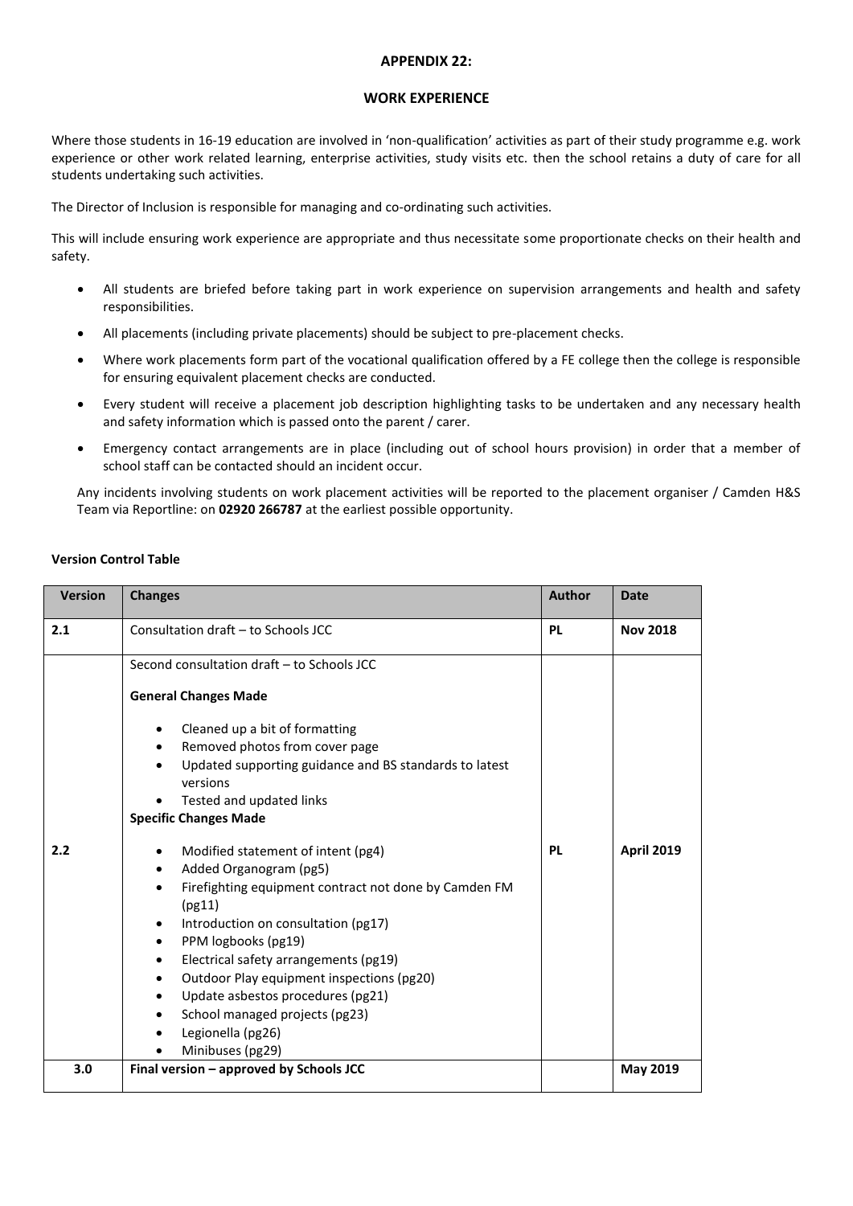## APPENDIX 22:

## WORK EXPERIENCE

Where those students in 16-19 education are involved in 'non-qualification' activities as part of their study programme e.g. work experience or other work related learning, enterprise activities, study visits etc. then the school retains a duty of care for all students undertaking such activities.

The Director of Inclusion is responsible for managing and co-ordinating such activities.

This will include ensuring work experience are appropriate and thus necessitate some proportionate checks on their health and safety.

- All students are briefed before taking part in work experience on supervision arrangements and health and safety responsibilities.
- All placements (including private placements) should be subject to pre-placement checks.
- Where work placements form part of the vocational qualification offered by a FE college then the college is responsible for ensuring equivalent placement checks are conducted.
- Every student will receive a placement job description highlighting tasks to be undertaken and any necessary health and safety information which is passed onto the parent / carer.
- Emergency contact arrangements are in place (including out of school hours provision) in order that a member of school staff can be contacted should an incident occur.

Any incidents involving students on work placement activities will be reported to the placement organiser / Camden H&S Team via Reportline: on **02920 266787** at the earliest possible opportunity.

**Version Control Table**

| Version | Changes | Author | Date |
|---|---|---|---|
| **2.1** | Consultation draft – to Schools JCC | **PL** | **Nov 2018** |
| **2.2** | Second consultation draft – to Schools JCC<br><br>**General Changes Made**<br>• Cleaned up a bit of formatting<br>• Removed photos from cover page<br>• Updated supporting guidance and BS standards to latest versions<br>• Tested and updated links<br><br>**Specific Changes Made**<br>• Modified statement of intent (pg4)<br>• Added Organogram (pg5)<br>• Firefighting equipment contract not done by Camden FM (pg11)<br>• Introduction on consultation (pg17)<br>• PPM logbooks (pg19)<br>• Electrical safety arrangements (pg19)<br>• Outdoor Play equipment inspections (pg20)<br>• Update asbestos procedures (pg21)<br>• School managed projects (pg23)<br>• Legionella (pg26)<br>• Minibuses (pg29) | **PL** | **April 2019** |
| **3.0** | **Final version – approved by Schools JCC** | | **May 2019** |